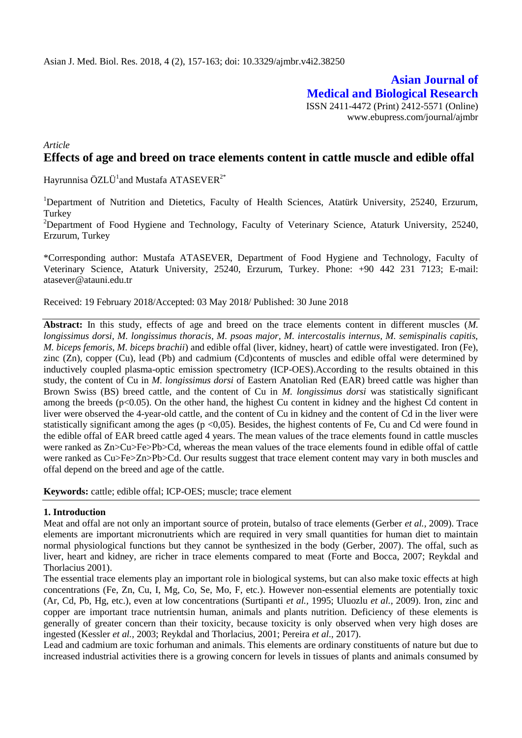# Asian Journal of Medical and Biological Research

ISSN 2411-4472 (Print) 2412-5571 (Online)
www.ebupress.com/journal/ajmbr

*Article*

## Effects of age and breed on trace elements content in cattle muscle and edible offal

Hayrunnisa ÖZLÜ[1] and Mustafa ATASEVER[2*]

[1]Department of Nutrition and Dietetics, Faculty of Health Sciences, Atatürk University, 25240, Erzurum, Turkey

[2]Department of Food Hygiene and Technology, Faculty of Veterinary Science, Ataturk University, 25240, Erzurum, Turkey

*Corresponding author: Mustafa ATASEVER, Department of Food Hygiene and Technology, Faculty of Veterinary Science, Ataturk University, 25240, Erzurum, Turkey. Phone: +90 442 231 7123; E-mail: atasever@atauni.edu.tr

Received: 19 February 2018/Accepted: 03 May 2018/ Published: 30 June 2018

**Abstract:** In this study, effects of age and breed on the trace elements content in different muscles (*M. longissimus dorsi, M. longissimus thoracis, M. psoas major, M. intercostalis internus, M. semispinalis capitis, M. biceps femoris, M. biceps brachii*) and edible offal (liver, kidney, heart) of cattle were investigated. Iron (Fe), zinc (Zn), copper (Cu), lead (Pb) and cadmium (Cd)contents of muscles and edible offal were determined by inductively coupled plasma-optic emission spectrometry (ICP-OES).According to the results obtained in this study, the content of Cu in *M. longissimus dorsi* of Eastern Anatolian Red (EAR) breed cattle was higher than Brown Swiss (BS) breed cattle, and the content of Cu in *M. longissimus dorsi* was statistically significant among the breeds ($p<0.05$). On the other hand, the highest Cu content in kidney and the highest Cd content in liver were observed the 4-year-old cattle, and the content of Cu in kidney and the content of Cd in the liver were statistically significant among the ages ($p <0,05$). Besides, the highest contents of Fe, Cu and Cd were found in the edible offal of EAR breed cattle aged 4 years. The mean values of the trace elements found in cattle muscles were ranked as Zn>Cu>Fe>Pb>Cd, whereas the mean values of the trace elements found in edible offal of cattle were ranked as Cu>Fe>Zn>Pb>Cd. Our results suggest that trace element content may vary in both muscles and offal depend on the breed and age of the cattle.

**Keywords:** cattle; edible offal; ICP-OES; muscle; trace element

## 1. Introduction

Meat and offal are not only an important source of protein, butalso of trace elements (Gerber *et al.,* 2009). Trace elements are important micronutrients which are required in very small quantities for human diet to maintain normal physiological functions but they cannot be synthesized in the body (Gerber, 2007). The offal, such as liver, heart and kidney, are richer in trace elements compared to meat (Forte and Bocca, 2007; Reykdal and Thorlacius 2001).

The essential trace elements play an important role in biological systems, but can also make toxic effects at high concentrations (Fe, Zn, Cu, I, Mg, Co, Se, Mo, F, etc.). However non-essential elements are potentially toxic (Ar, Cd, Pb, Hg, etc.), even at low concentrations (Surtipanti *et al.,* 1995; Uluozlu *et al.,* 2009). Iron, zinc and copper are important trace nutrientsin human, animals and plants nutrition. Deficiency of these elements is generally of greater concern than their toxicity, because toxicity is only observed when very high doses are ingested (Kessler *et al.,* 2003; Reykdal and Thorlacius, 2001; Pereira *et al.,* 2017).

Lead and cadmium are toxic forhuman and animals. This elements are ordinary constituents of nature but due to increased industrial activities there is a growing concern for levels in tissues of plants and animals consumed by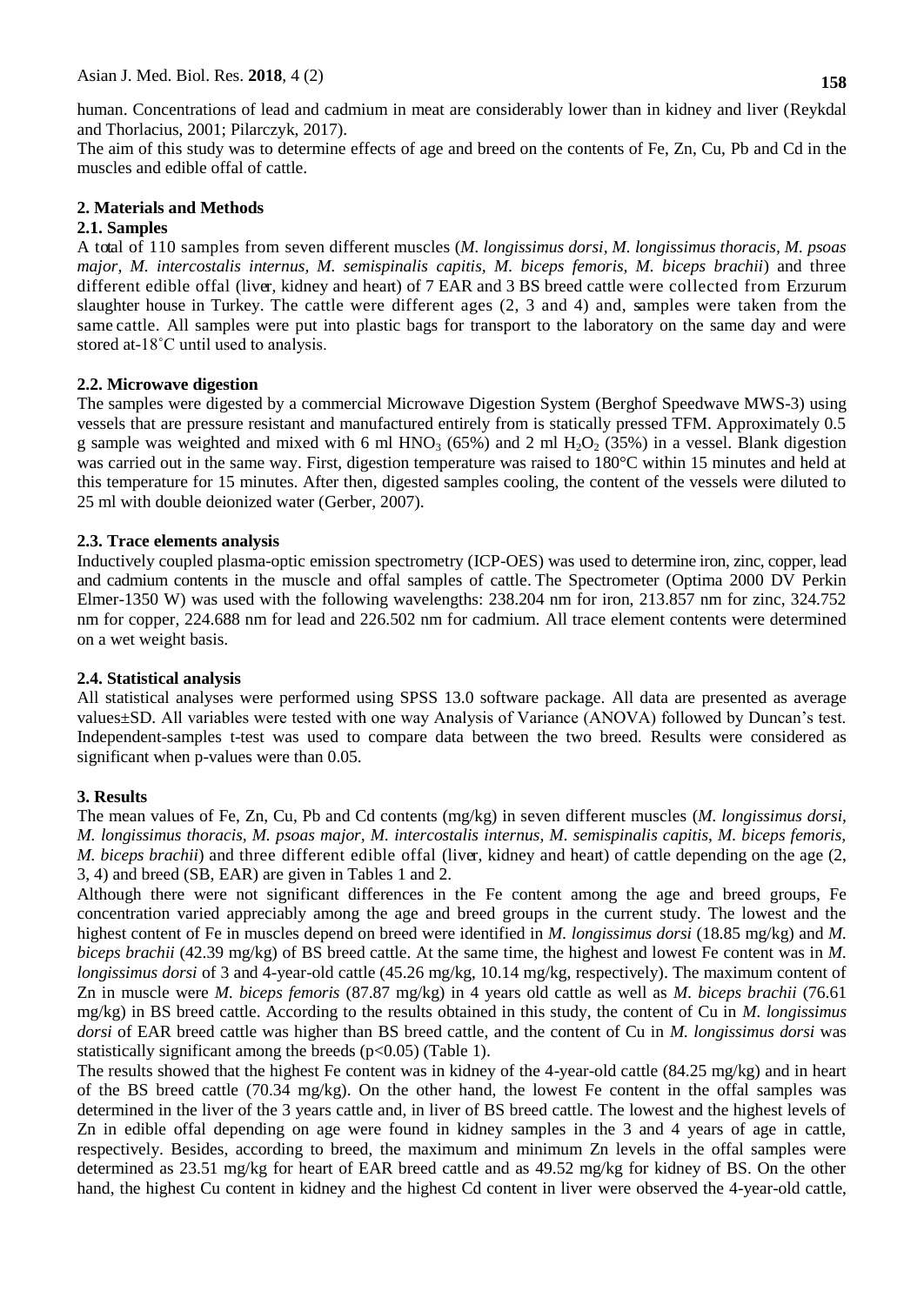human. Concentrations of lead and cadmium in meat are considerably lower than in kidney and liver (Reykdal and Thorlacius, 2001; Pilarczyk, 2017).

The aim of this study was to determine effects of age and breed on the contents of Fe, Zn, Cu, Pb and Cd in the muscles and edible offal of cattle.

## 2. Materials and Methods

### 2.1. Samples

A total of 110 samples from seven different muscles (*M. longissimus dorsi, M. longissimus thoracis, M. psoas major, M. intercostalis internus, M. semispinalis capitis, M. biceps femoris, M. biceps brachii*) and three different edible offal (liver, kidney and heart) of 7 EAR and 3 BS breed cattle were collected from Erzurum slaughter house in Turkey. The cattle were different ages (2, 3 and 4) and, samples were taken from the same cattle. All samples were put into plastic bags for transport to the laboratory on the same day and were stored at-18˚C until used to analysis.

### 2.2. Microwave digestion

The samples were digested by a commercial Microwave Digestion System (Berghof Speedwave MWS-3) using vessels that are pressure resistant and manufactured entirely from is statically pressed TFM. Approximately 0.5 g sample was weighted and mixed with 6 ml $HNO_3$ (65%) and 2 ml $H_2O_2$ (35%) in a vessel. Blank digestion was carried out in the same way. First, digestion temperature was raised to 180°C within 15 minutes and held at this temperature for 15 minutes. After then, digested samples cooling, the content of the vessels were diluted to 25 ml with double deionized water (Gerber, 2007).

### 2.3. Trace elements analysis

Inductively coupled plasma-optic emission spectrometry (ICP-OES) was used to determine iron, zinc, copper, lead and cadmium contents in the muscle and offal samples of cattle. The Spectrometer (Optima 2000 DV Perkin Elmer-1350 W) was used with the following wavelengths: 238.204 nm for iron, 213.857 nm for zinc, 324.752 nm for copper, 224.688 nm for lead and 226.502 nm for cadmium. All trace element contents were determined on a wet weight basis.

### 2.4. Statistical analysis

All statistical analyses were performed using SPSS 13.0 software package. All data are presented as average values±SD. All variables were tested with one way Analysis of Variance (ANOVA) followed by Duncan's test. Independent-samples t-test was used to compare data between the two breed. Results were considered as significant when p-values were than 0.05.

## 3. Results

The mean values of Fe, Zn, Cu, Pb and Cd contents (mg/kg) in seven different muscles (*M. longissimus dorsi, M. longissimus thoracis, M. psoas major, M. intercostalis internus, M. semispinalis capitis, M. biceps femoris, M. biceps brachii*) and three different edible offal (liver, kidney and heart) of cattle depending on the age (2, 3, 4) and breed (SB, EAR) are given in Tables 1 and 2.

Although there were not significant differences in the Fe content among the age and breed groups, Fe concentration varied appreciably among the age and breed groups in the current study. The lowest and the highest content of Fe in muscles depend on breed were identified in *M. longissimus dorsi* (18.85 mg/kg) and *M. biceps brachii* (42.39 mg/kg) of BS breed cattle. At the same time, the highest and lowest Fe content was in *M. longissimus dorsi* of 3 and 4-year-old cattle (45.26 mg/kg, 10.14 mg/kg, respectively). The maximum content of Zn in muscle were *M. biceps femoris* (87.87 mg/kg) in 4 years old cattle as well as *M. biceps brachii* (76.61 mg/kg) in BS breed cattle. According to the results obtained in this study, the content of Cu in *M. longissimus dorsi* of EAR breed cattle was higher than BS breed cattle, and the content of Cu in *M. longissimus dorsi* was statistically significant among the breeds ($p<0.05$) (Table 1).

The results showed that the highest Fe content was in kidney of the 4-year-old cattle (84.25 mg/kg) and in heart of the BS breed cattle (70.34 mg/kg). On the other hand, the lowest Fe content in the offal samples was determined in the liver of the 3 years cattle and, in liver of BS breed cattle. The lowest and the highest levels of Zn in edible offal depending on age were found in kidney samples in the 3 and 4 years of age in cattle, respectively. Besides, according to breed, the maximum and minimum Zn levels in the offal samples were determined as 23.51 mg/kg for heart of EAR breed cattle and as 49.52 mg/kg for kidney of BS. On the other hand, the highest Cu content in kidney and the highest Cd content in liver were observed the 4-year-old cattle,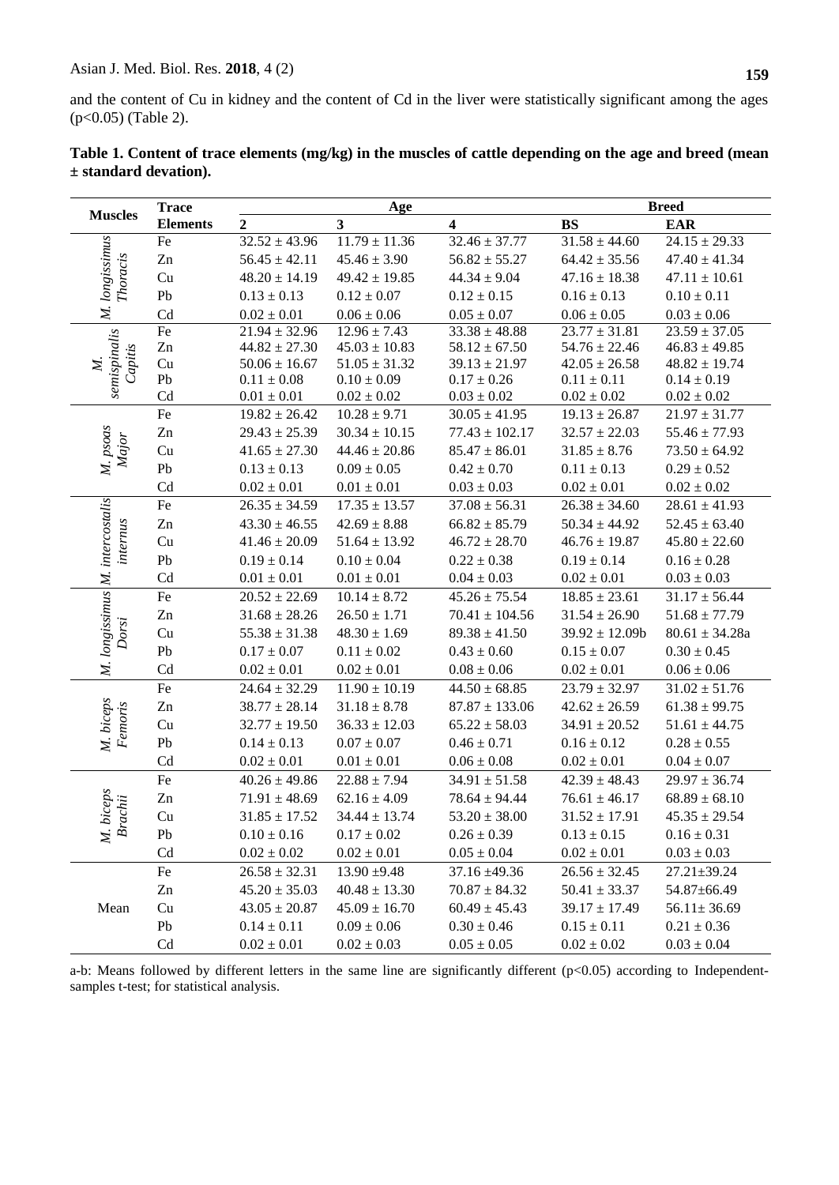and the content of Cu in kidney and the content of Cd in the liver were statistically significant among the ages ($p<0.05$) (Table 2).

**Table 1. Content of trace elements (mg/kg) in the muscles of cattle depending on the age and breed (mean ± standard devation).**

| Muscles | Trace Elements | Age | | | Breed | |
|---|---|---|---|---|---|---|
| | | 2 | 3 | 4 | BS | EAR |
| *M. longissimus Thoracis* | Fe | 32.52 ± 43.96 | 11.79 ± 11.36 | 32.46 ± 37.77 | 31.58 ± 44.60 | 24.15 ± 29.33 |
| | Zn | 56.45 ± 42.11 | 45.46 ± 3.90 | 56.82 ± 55.27 | 64.42 ± 35.56 | 47.40 ± 41.34 |
| | Cu | 48.20 ± 14.19 | 49.42 ± 19.85 | 44.34 ± 9.04 | 47.16 ± 18.38 | 47.11 ± 10.61 |
| | Pb | 0.13 ± 0.13 | 0.12 ± 0.07 | 0.12 ± 0.15 | 0.16 ± 0.13 | 0.10 ± 0.11 |
| | Cd | 0.02 ± 0.01 | 0.06 ± 0.06 | 0.05 ± 0.07 | 0.06 ± 0.05 | 0.03 ± 0.06 |
| *M. semispinalis Capitis* | Fe | 21.94 ± 32.96 | 12.96 ± 7.43 | 33.38 ± 48.88 | 23.77 ± 31.81 | 23.59 ± 37.05 |
| | Zn | 44.82 ± 27.30 | 45.03 ± 10.83 | 58.12 ± 67.50 | 54.76 ± 22.46 | 46.83 ± 49.85 |
| | Cu | 50.06 ± 16.67 | 51.05 ± 31.32 | 39.13 ± 21.97 | 42.05 ± 26.58 | 48.82 ± 19.74 |
| | Pb | 0.11 ± 0.08 | 0.10 ± 0.09 | 0.17 ± 0.26 | 0.11 ± 0.11 | 0.14 ± 0.19 |
| | Cd | 0.01 ± 0.01 | 0.02 ± 0.02 | 0.03 ± 0.02 | 0.02 ± 0.02 | 0.02 ± 0.02 |
| *M. psoas Major* | Fe | 19.82 ± 26.42 | 10.28 ± 9.71 | 30.05 ± 41.95 | 19.13 ± 26.87 | 21.97 ± 31.77 |
| | Zn | 29.43 ± 25.39 | 30.34 ± 10.15 | 77.43 ± 102.17 | 32.57 ± 22.03 | 55.46 ± 77.93 |
| | Cu | 41.65 ± 27.30 | 44.46 ± 20.86 | 85.47 ± 86.01 | 31.85 ± 8.76 | 73.50 ± 64.92 |
| | Pb | 0.13 ± 0.13 | 0.09 ± 0.05 | 0.42 ± 0.70 | 0.11 ± 0.13 | 0.29 ± 0.52 |
| | Cd | 0.02 ± 0.01 | 0.01 ± 0.01 | 0.03 ± 0.03 | 0.02 ± 0.01 | 0.02 ± 0.02 |
| *M. intercostalis internus* | Fe | 26.35 ± 34.59 | 17.35 ± 13.57 | 37.08 ± 56.31 | 26.38 ± 34.60 | 28.61 ± 41.93 |
| | Zn | 43.30 ± 46.55 | 42.69 ± 8.88 | 66.82 ± 85.79 | 50.34 ± 44.92 | 52.45 ± 63.40 |
| | Cu | 41.46 ± 20.09 | 51.64 ± 13.92 | 46.72 ± 28.70 | 46.76 ± 19.87 | 45.80 ± 22.60 |
| | Pb | 0.19 ± 0.14 | 0.10 ± 0.04 | 0.22 ± 0.38 | 0.19 ± 0.14 | 0.16 ± 0.28 |
| | Cd | 0.01 ± 0.01 | 0.01 ± 0.01 | 0.04 ± 0.03 | 0.02 ± 0.01 | 0.03 ± 0.03 |
| *M. longissimus Dorsi* | Fe | 20.52 ± 22.69 | 10.14 ± 8.72 | 45.26 ± 75.54 | 18.85 ± 23.61 | 31.17 ± 56.44 |
| | Zn | 31.68 ± 28.26 | 26.50 ± 1.71 | 70.41 ± 104.56 | 31.54 ± 26.90 | 51.68 ± 77.79 |
| | Cu | 55.38 ± 31.38 | 48.30 ± 1.69 | 89.38 ± 41.50 | 39.92 ± 12.09b | 80.61 ± 34.28a |
| | Pb | 0.17 ± 0.07 | 0.11 ± 0.02 | 0.43 ± 0.60 | 0.15 ± 0.07 | 0.30 ± 0.45 |
| | Cd | 0.02 ± 0.01 | 0.02 ± 0.01 | 0.08 ± 0.06 | 0.02 ± 0.01 | 0.06 ± 0.06 |
| *M. biceps Femoris* | Fe | 24.64 ± 32.29 | 11.90 ± 10.19 | 44.50 ± 68.85 | 23.79 ± 32.97 | 31.02 ± 51.76 |
| | Zn | 38.77 ± 28.14 | 31.18 ± 8.78 | 87.87 ± 133.06 | 42.62 ± 26.59 | 61.38 ± 99.75 |
| | Cu | 32.77 ± 19.50 | 36.33 ± 12.03 | 65.22 ± 58.03 | 34.91 ± 20.52 | 51.61 ± 44.75 |
| | Pb | 0.14 ± 0.13 | 0.07 ± 0.07 | 0.46 ± 0.71 | 0.16 ± 0.12 | 0.28 ± 0.55 |
| | Cd | 0.02 ± 0.01 | 0.01 ± 0.01 | 0.06 ± 0.08 | 0.02 ± 0.01 | 0.04 ± 0.07 |
| *M. biceps Brachii* | Fe | 40.26 ± 49.86 | 22.88 ± 7.94 | 34.91 ± 51.58 | 42.39 ± 48.43 | 29.97 ± 36.74 |
| | Zn | 71.91 ± 48.69 | 62.16 ± 4.09 | 78.64 ± 94.44 | 76.61 ± 46.17 | 68.89 ± 68.10 |
| | Cu | 31.85 ± 17.52 | 34.44 ± 13.74 | 53.20 ± 38.00 | 31.52 ± 17.91 | 45.35 ± 29.54 |
| | Pb | 0.10 ± 0.16 | 0.17 ± 0.02 | 0.26 ± 0.39 | 0.13 ± 0.15 | 0.16 ± 0.31 |
| | Cd | 0.02 ± 0.02 | 0.02 ± 0.01 | 0.05 ± 0.04 | 0.02 ± 0.01 | 0.03 ± 0.03 |
| Mean | Fe | 26.58 ± 32.31 | 13.90 ±9.48 | 37.16 ±49.36 | 26.56 ± 32.45 | 27.21±39.24 |
| | Zn | 45.20 ± 35.03 | 40.48 ± 13.30 | 70.87 ± 84.32 | 50.41 ± 33.37 | 54.87±66.49 |
| | Cu | 43.05 ± 20.87 | 45.09 ± 16.70 | 60.49 ± 45.43 | 39.17 ± 17.49 | 56.11± 36.69 |
| | Pb | 0.14 ± 0.11 | 0.09 ± 0.06 | 0.30 ± 0.46 | 0.15 ± 0.11 | 0.21 ± 0.36 |
| | Cd | 0.02 ± 0.01 | 0.02 ± 0.03 | 0.05 ± 0.05 | 0.02 ± 0.02 | 0.03 ± 0.04 |

a-b: Means followed by different letters in the same line are significantly different ($p<0.05$) according to Independent-samples t-test; for statistical analysis.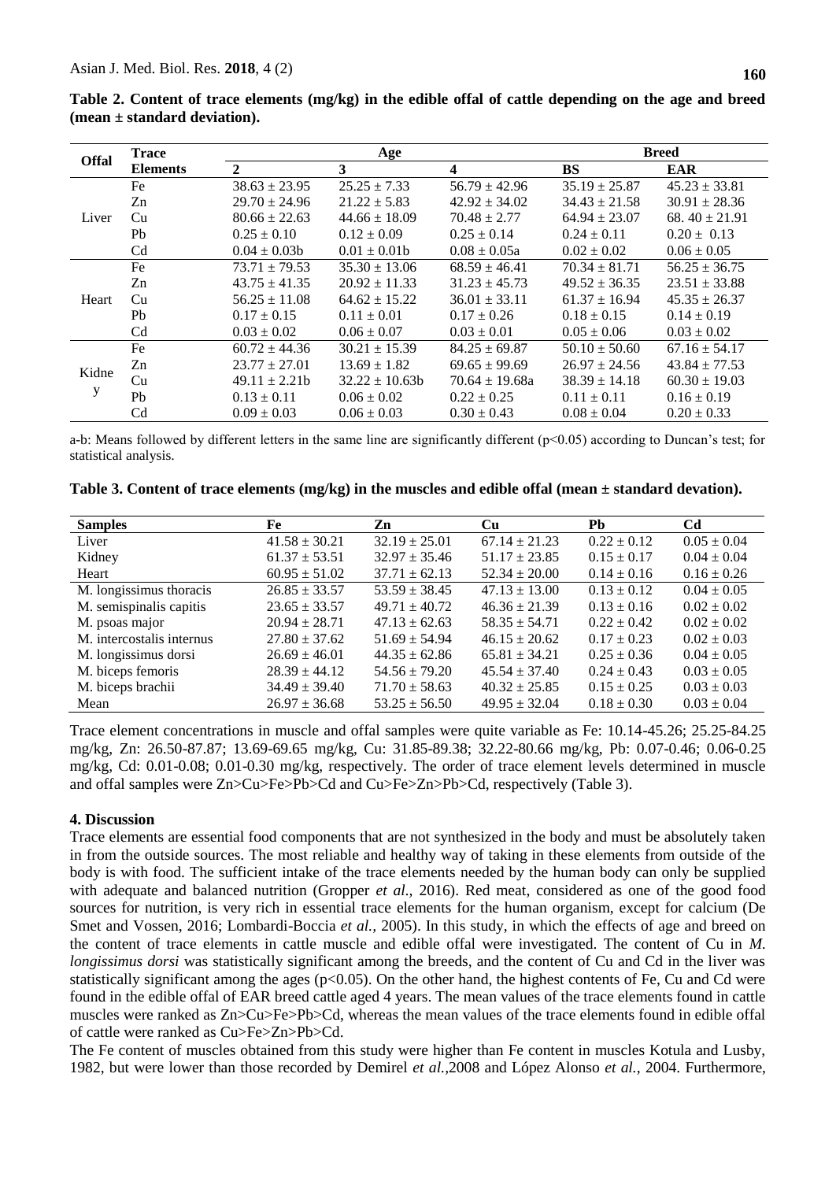**Table 2. Content of trace elements (mg/kg) in the edible offal of cattle depending on the age and breed (mean ± standard deviation).**

| Offal | Trace Elements | Age | | | Breed | |
|---|---|---|---|---|---|---|
| | | 2 | 3 | 4 | BS | EAR |
| Liver | Fe | 38.63 ± 23.95 | 25.25 ± 7.33 | 56.79 ± 42.96 | 35.19 ± 25.87 | 45.23 ± 33.81 |
| | Zn | 29.70 ± 24.96 | 21.22 ± 5.83 | 42.92 ± 34.02 | 34.43 ± 21.58 | 30.91 ± 28.36 |
| | Cu | 80.66 ± 22.63 | 44.66 ± 18.09 | 70.48 ± 2.77 | 64.94 ± 23.07 | 68. 40 ± 21.91 |
| | Pb | 0.25 ± 0.10 | 0.12 ± 0.09 | 0.25 ± 0.14 | 0.24 ± 0.11 | 0.20 ± 0.13 |
| | Cd | 0.04 ± 0.03b | 0.01 ± 0.01b | 0.08 ± 0.05a | 0.02 ± 0.02 | 0.06 ± 0.05 |
| Heart | Fe | 73.71 ± 79.53 | 35.30 ± 13.06 | 68.59 ± 46.41 | 70.34 ± 81.71 | 56.25 ± 36.75 |
| | Zn | 43.75 ± 41.35 | 20.92 ± 11.33 | 31.23 ± 45.73 | 49.52 ± 36.35 | 23.51 ± 33.88 |
| | Cu | 56.25 ± 11.08 | 64.62 ± 15.22 | 36.01 ± 33.11 | 61.37 ± 16.94 | 45.35 ± 26.37 |
| | Pb | 0.17 ± 0.15 | 0.11 ± 0.01 | 0.17 ± 0.26 | 0.18 ± 0.15 | 0.14 ± 0.19 |
| | Cd | 0.03 ± 0.02 | 0.06 ± 0.07 | 0.03 ± 0.01 | 0.05 ± 0.06 | 0.03 ± 0.02 |
| Kidney | Fe | 60.72 ± 44.36 | 30.21 ± 15.39 | 84.25 ± 69.87 | 50.10 ± 50.60 | 67.16 ± 54.17 |
| | Zn | 23.77 ± 27.01 | 13.69 ± 1.82 | 69.65 ± 99.69 | 26.97 ± 24.56 | 43.84 ± 77.53 |
| | Cu | 49.11 ± 2.21b | 32.22 ± 10.63b | 70.64 ± 19.68a | 38.39 ± 14.18 | 60.30 ± 19.03 |
| | Pb | 0.13 ± 0.11 | 0.06 ± 0.02 | 0.22 ± 0.25 | 0.11 ± 0.11 | 0.16 ± 0.19 |
| | Cd | 0.09 ± 0.03 | 0.06 ± 0.03 | 0.30 ± 0.43 | 0.08 ± 0.04 | 0.20 ± 0.33 |

a-b: Means followed by different letters in the same line are significantly different ($p<0.05$) according to Duncan's test; for statistical analysis.

**Table 3. Content of trace elements (mg/kg) in the muscles and edible offal (mean ± standard devation).**

| Samples | Fe | Zn | Cu | Pb | Cd |
|---|---|---|---|---|---|
| Liver | 41.58 ± 30.21 | 32.19 ± 25.01 | 67.14 ± 21.23 | 0.22 ± 0.12 | 0.05 ± 0.04 |
| Kidney | 61.37 ± 53.51 | 32.97 ± 35.46 | 51.17 ± 23.85 | 0.15 ± 0.17 | 0.04 ± 0.04 |
| Heart | 60.95 ± 51.02 | 37.71 ± 62.13 | 52.34 ± 20.00 | 0.14 ± 0.16 | 0.16 ± 0.26 |
| M. longissimus thoracis | 26.85 ± 33.57 | 53.59 ± 38.45 | 47.13 ± 13.00 | 0.13 ± 0.12 | 0.04 ± 0.05 |
| M. semispinalis capitis | 23.65 ± 33.57 | 49.71 ± 40.72 | 46.36 ± 21.39 | 0.13 ± 0.16 | 0.02 ± 0.02 |
| M. psoas major | 20.94 ± 28.71 | 47.13 ± 62.63 | 58.35 ± 54.71 | 0.22 ± 0.42 | 0.02 ± 0.02 |
| M. intercostalis internus | 27.80 ± 37.62 | 51.69 ± 54.94 | 46.15 ± 20.62 | 0.17 ± 0.23 | 0.02 ± 0.03 |
| M. longissimus dorsi | 26.69 ± 46.01 | 44.35 ± 62.86 | 65.81 ± 34.21 | 0.25 ± 0.36 | 0.04 ± 0.05 |
| M. biceps femoris | 28.39 ± 44.12 | 54.56 ± 79.20 | 45.54 ± 37.40 | 0.24 ± 0.43 | 0.03 ± 0.05 |
| M. biceps brachii | 34.49 ± 39.40 | 71.70 ± 58.63 | 40.32 ± 25.85 | 0.15 ± 0.25 | 0.03 ± 0.03 |
| Mean | 26.97 ± 36.68 | 53.25 ± 56.50 | 49.95 ± 32.04 | 0.18 ± 0.30 | 0.03 ± 0.04 |

Trace element concentrations in muscle and offal samples were quite variable as Fe: 10.14-45.26; 25.25-84.25 mg/kg, Zn: 26.50-87.87; 13.69-69.65 mg/kg, Cu: 31.85-89.38; 32.22-80.66 mg/kg, Pb: 0.07-0.46; 0.06-0.25 mg/kg, Cd: 0.01-0.08; 0.01-0.30 mg/kg, respectively. The order of trace element levels determined in muscle and offal samples were Zn>Cu>Fe>Pb>Cd and Cu>Fe>Zn>Pb>Cd, respectively (Table 3).

## 4. Discussion

Trace elements are essential food components that are not synthesized in the body and must be absolutely taken in from the outside sources. The most reliable and healthy way of taking in these elements from outside of the body is with food. The sufficient intake of the trace elements needed by the human body can only be supplied with adequate and balanced nutrition (Gropper *et al.,* 2016). Red meat, considered as one of the good food sources for nutrition, is very rich in essential trace elements for the human organism, except for calcium (De Smet and Vossen, 2016; Lombardi-Boccia *et al.,* 2005). In this study, in which the effects of age and breed on the content of trace elements in cattle muscle and edible offal were investigated. The content of Cu in *M. longissimus dorsi* was statistically significant among the breeds, and the content of Cu and Cd in the liver was statistically significant among the ages ($p<0.05$). On the other hand, the highest contents of Fe, Cu and Cd were found in the edible offal of EAR breed cattle aged 4 years. The mean values of the trace elements found in cattle muscles were ranked as Zn>Cu>Fe>Pb>Cd, whereas the mean values of the trace elements found in edible offal of cattle were ranked as Cu>Fe>Zn>Pb>Cd.

The Fe content of muscles obtained from this study were higher than Fe content in muscles Kotula and Lusby, 1982, but were lower than those recorded by Demirel *et al.,*2008 and López Alonso *et al.*, 2004. Furthermore,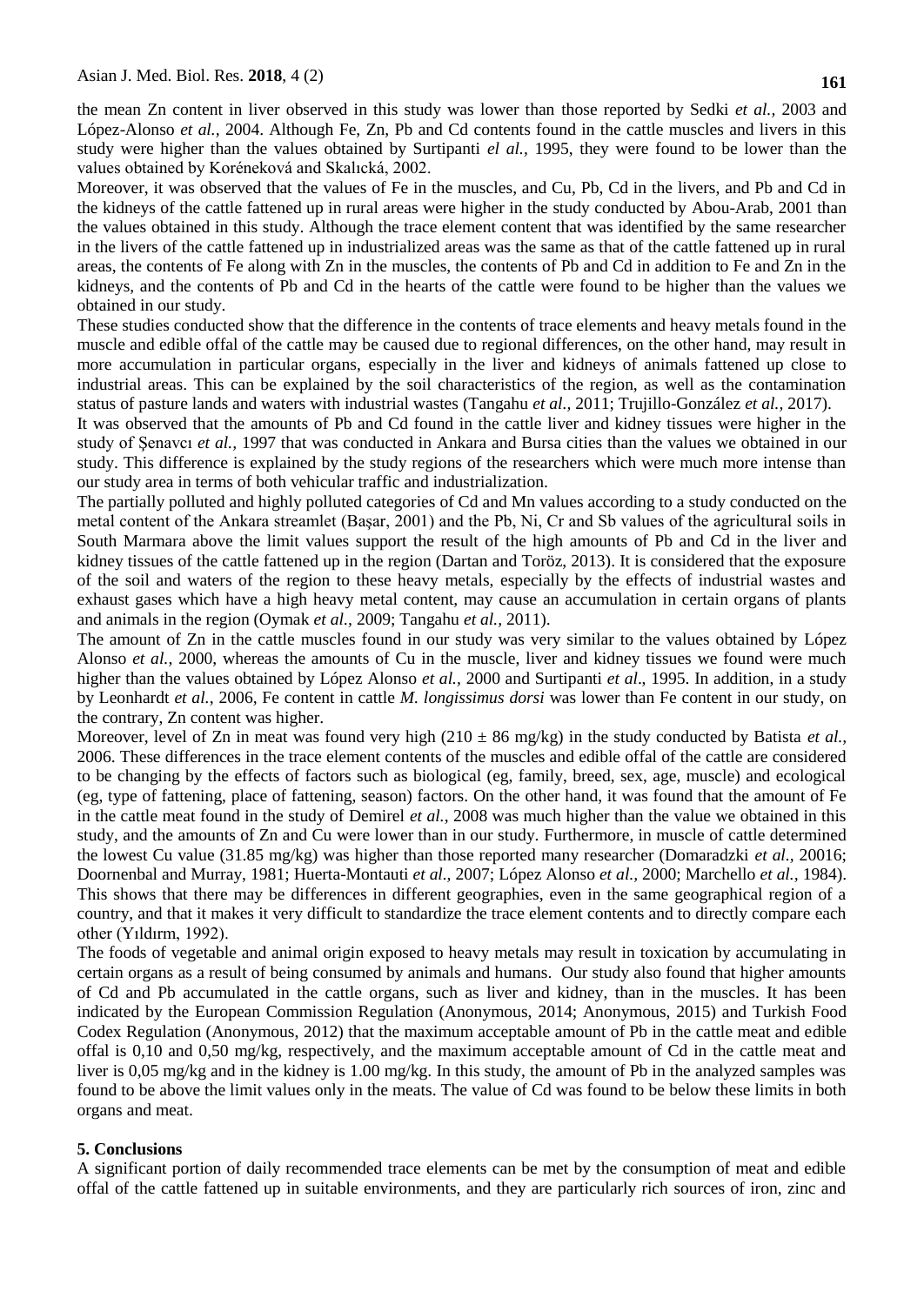the mean Zn content in liver observed in this study was lower than those reported by Sedki *et al.,* 2003 and López-Alonso *et al.,* 2004. Although Fe, Zn, Pb and Cd contents found in the cattle muscles and livers in this study were higher than the values obtained by Surtipanti *el al.,* 1995, they were found to be lower than the values obtained by Koréneková and Skalıcká, 2002.

Moreover, it was observed that the values of Fe in the muscles, and Cu, Pb, Cd in the livers, and Pb and Cd in the kidneys of the cattle fattened up in rural areas were higher in the study conducted by Abou-Arab, 2001 than the values obtained in this study. Although the trace element content that was identified by the same researcher in the livers of the cattle fattened up in industrialized areas was the same as that of the cattle fattened up in rural areas, the contents of Fe along with Zn in the muscles, the contents of Pb and Cd in addition to Fe and Zn in the kidneys, and the contents of Pb and Cd in the hearts of the cattle were found to be higher than the values we obtained in our study.

These studies conducted show that the difference in the contents of trace elements and heavy metals found in the muscle and edible offal of the cattle may be caused due to regional differences, on the other hand, may result in more accumulation in particular organs, especially in the liver and kidneys of animals fattened up close to industrial areas. This can be explained by the soil characteristics of the region, as well as the contamination status of pasture lands and waters with industrial wastes (Tangahu *et al.,* 2011; Trujillo-González *et al.,* 2017).

It was observed that the amounts of Pb and Cd found in the cattle liver and kidney tissues were higher in the study of Şenavcı *et al.,* 1997 that was conducted in Ankara and Bursa cities than the values we obtained in our study. This difference is explained by the study regions of the researchers which were much more intense than our study area in terms of both vehicular traffic and industrialization.

The partially polluted and highly polluted categories of Cd and Mn values according to a study conducted on the metal content of the Ankara streamlet (Başar, 2001) and the Pb, Ni, Cr and Sb values of the agricultural soils in South Marmara above the limit values support the result of the high amounts of Pb and Cd in the liver and kidney tissues of the cattle fattened up in the region (Dartan and Toröz, 2013). It is considered that the exposure of the soil and waters of the region to these heavy metals, especially by the effects of industrial wastes and exhaust gases which have a high heavy metal content, may cause an accumulation in certain organs of plants and animals in the region (Oymak *et al.,* 2009; Tangahu *et al.,* 2011).

The amount of Zn in the cattle muscles found in our study was very similar to the values obtained by López Alonso *et al.,* 2000, whereas the amounts of Cu in the muscle, liver and kidney tissues we found were much higher than the values obtained by López Alonso *et al.,* 2000 and Surtipanti *et al*., 1995. In addition, in a study by Leonhardt *et al.*, 2006, Fe content in cattle *M. longissimus dorsi* was lower than Fe content in our study, on the contrary, Zn content was higher.

Moreover, level of Zn in meat was found very high ($210 \pm 86$ mg/kg) in the study conducted by Batista *et al.,* 2006. These differences in the trace element contents of the muscles and edible offal of the cattle are considered to be changing by the effects of factors such as biological (eg, family, breed, sex, age, muscle) and ecological (eg, type of fattening, place of fattening, season) factors. On the other hand, it was found that the amount of Fe in the cattle meat found in the study of Demirel *et al.*, 2008 was much higher than the value we obtained in this study, and the amounts of Zn and Cu were lower than in our study. Furthermore, in muscle of cattle determined the lowest Cu value (31.85 mg/kg) was higher than those reported many researcher (Domaradzki *et al.,* 20016; Doornenbal and Murray, 1981; Huerta-Montauti *et al.,* 2007; López Alonso *et al.,* 2000; Marchello *et al.,* 1984). This shows that there may be differences in different geographies, even in the same geographical region of a country, and that it makes it very difficult to standardize the trace element contents and to directly compare each other (Yıldırm, 1992).

The foods of vegetable and animal origin exposed to heavy metals may result in toxication by accumulating in certain organs as a result of being consumed by animals and humans. Our study also found that higher amounts of Cd and Pb accumulated in the cattle organs, such as liver and kidney, than in the muscles. It has been indicated by the European Commission Regulation (Anonymous, 2014; Anonymous, 2015) and Turkish Food Codex Regulation (Anonymous, 2012) that the maximum acceptable amount of Pb in the cattle meat and edible offal is 0,10 and 0,50 mg/kg, respectively, and the maximum acceptable amount of Cd in the cattle meat and liver is 0,05 mg/kg and in the kidney is 1.00 mg/kg. In this study, the amount of Pb in the analyzed samples was found to be above the limit values only in the meats. The value of Cd was found to be below these limits in both organs and meat.

## 5. Conclusions

A significant portion of daily recommended trace elements can be met by the consumption of meat and edible offal of the cattle fattened up in suitable environments, and they are particularly rich sources of iron, zinc and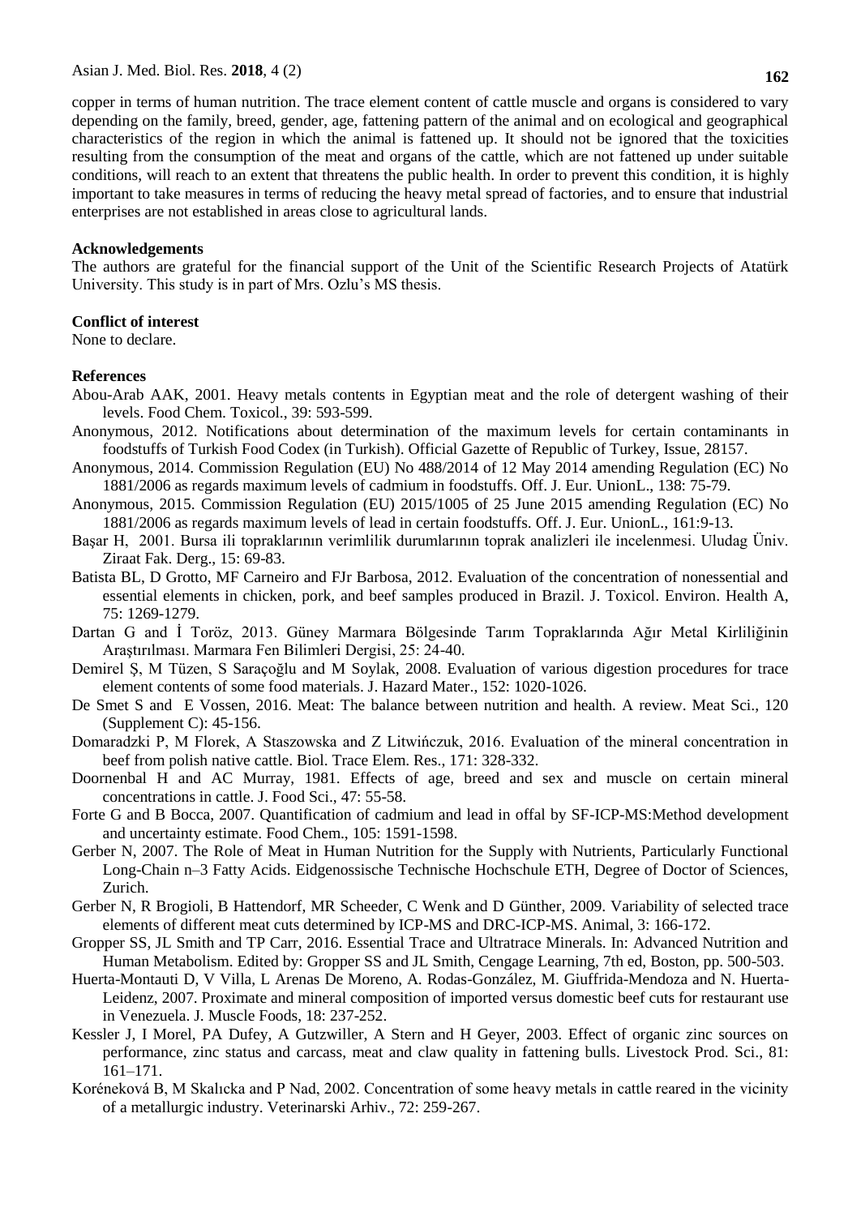copper in terms of human nutrition. The trace element content of cattle muscle and organs is considered to vary depending on the family, breed, gender, age, fattening pattern of the animal and on ecological and geographical characteristics of the region in which the animal is fattened up. It should not be ignored that the toxicities resulting from the consumption of the meat and organs of the cattle, which are not fattened up under suitable conditions, will reach to an extent that threatens the public health. In order to prevent this condition, it is highly important to take measures in terms of reducing the heavy metal spread of factories, and to ensure that industrial enterprises are not established in areas close to agricultural lands.

**Acknowledgements**

The authors are grateful for the financial support of the Unit of the Scientific Research Projects of Atatürk University. This study is in part of Mrs. Ozlu's MS thesis.

**Conflict of interest**

None to declare.

**References**

Abou-Arab AAK, 2001. Heavy metals contents in Egyptian meat and the role of detergent washing of their levels. Food Chem. Toxicol., 39: 593-599.

Anonymous, 2012. Notifications about determination of the maximum levels for certain contaminants in foodstuffs of Turkish Food Codex (in Turkish). Official Gazette of Republic of Turkey, Issue, 28157.

Anonymous, 2014. Commission Regulation (EU) No 488/2014 of 12 May 2014 amending Regulation (EC) No 1881/2006 as regards maximum levels of cadmium in foodstuffs. Off. J. Eur. UnionL., 138: 75-79.

Anonymous, 2015. Commission Regulation (EU) 2015/1005 of 25 June 2015 amending Regulation (EC) No 1881/2006 as regards maximum levels of lead in certain foodstuffs. Off. J. Eur. UnionL., 161:9-13.

Başar H, 2001. Bursa ili topraklarının verimlilik durumlarının toprak analizleri ile incelenmesi. Uludag Üniv. Ziraat Fak. Derg., 15: 69-83.

Batista BL, D Grotto, MF Carneiro and FJr Barbosa, 2012. Evaluation of the concentration of nonessential and essential elements in chicken, pork, and beef samples produced in Brazil. J. Toxicol. Environ. Health A, 75: 1269-1279.

Dartan G and İ Toröz, 2013. Güney Marmara Bölgesinde Tarım Topraklarında Ağır Metal Kirliliğinin Araştırılması. Marmara Fen Bilimleri Dergisi, 25: 24-40.

Demirel Ş, M Tüzen, S Saraçoğlu and M Soylak, 2008. Evaluation of various digestion procedures for trace element contents of some food materials. J. Hazard Mater., 152: 1020-1026.

De Smet S and E Vossen, 2016. Meat: The balance between nutrition and health. A review. Meat Sci., 120 (Supplement C): 45-156.

Domaradzki P, M Florek, A Staszowska and Z Litwińczuk, 2016. Evaluation of the mineral concentration in beef from polish native cattle. Biol. Trace Elem. Res., 171: 328-332.

Doornenbal H and AC Murray, 1981. Effects of age, breed and sex and muscle on certain mineral concentrations in cattle. J. Food Sci., 47: 55-58.

Forte G and B Bocca, 2007. Quantification of cadmium and lead in offal by SF-ICP-MS:Method development and uncertainty estimate. Food Chem., 105: 1591-1598.

Gerber N, 2007. The Role of Meat in Human Nutrition for the Supply with Nutrients, Particularly Functional Long-Chain n–3 Fatty Acids. Eidgenossische Technische Hochschule ETH, Degree of Doctor of Sciences, Zurich.

Gerber N, R Brogioli, B Hattendorf, MR Scheeder, C Wenk and D Günther, 2009. Variability of selected trace elements of different meat cuts determined by ICP-MS and DRC-ICP-MS. Animal, 3: 166-172.

Gropper SS, JL Smith and TP Carr, 2016. Essential Trace and Ultratrace Minerals. In: Advanced Nutrition and Human Metabolism. Edited by: Gropper SS and JL Smith, Cengage Learning, 7th ed, Boston, pp. 500-503.

Huerta-Montauti D, V Villa, L Arenas De Moreno, A. Rodas-González, M. Giuffrida-Mendoza and N. Huerta-Leidenz, 2007. Proximate and mineral composition of imported versus domestic beef cuts for restaurant use in Venezuela. J. Muscle Foods, 18: 237-252.

Kessler J, I Morel, PA Dufey, A Gutzwiller, A Stern and H Geyer, 2003. Effect of organic zinc sources on performance, zinc status and carcass, meat and claw quality in fattening bulls. Livestock Prod. Sci., 81: 161–171.

Koréneková B, M Skalıcka and P Nad, 2002. Concentration of some heavy metals in cattle reared in the vicinity of a metallurgic industry. Veterinarski Arhiv., 72: 259-267.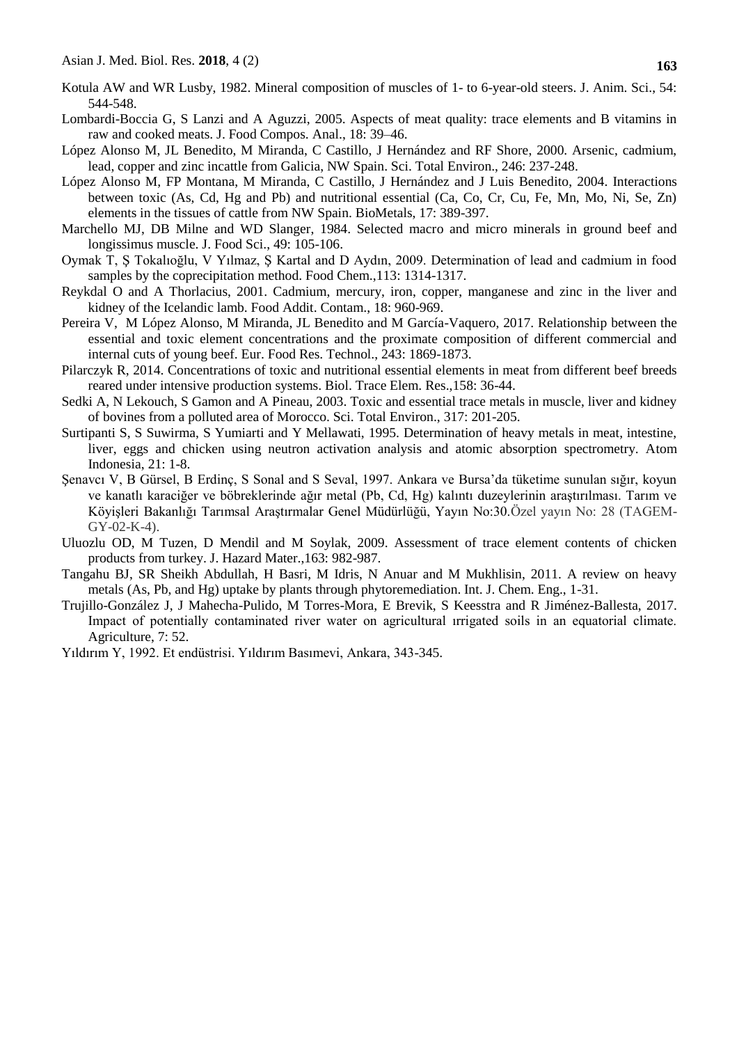Kotula AW and WR Lusby, 1982. Mineral composition of muscles of 1- to 6-year-old steers. J. Anim. Sci., 54: 544-548.

Lombardi-Boccia G, S Lanzi and A Aguzzi, 2005. Aspects of meat quality: trace elements and B vitamins in raw and cooked meats. J. Food Compos. Anal., 18: 39–46.

López Alonso M, JL Benedito, M Miranda, C Castillo, J Hernández and RF Shore, 2000. Arsenic, cadmium, lead, copper and zinc incattle from Galicia, NW Spain. Sci. Total Environ., 246: 237-248.

López Alonso M, FP Montana, M Miranda, C Castillo, J Hernández and J Luis Benedito, 2004. Interactions between toxic (As, Cd, Hg and Pb) and nutritional essential (Ca, Co, Cr, Cu, Fe, Mn, Mo, Ni, Se, Zn) elements in the tissues of cattle from NW Spain. BioMetals, 17: 389-397.

Marchello MJ, DB Milne and WD Slanger, 1984. Selected macro and micro minerals in ground beef and longissimus muscle. J. Food Sci., 49: 105-106.

Oymak T, Ş Tokalıoğlu, V Yılmaz, Ş Kartal and D Aydın, 2009. Determination of lead and cadmium in food samples by the coprecipitation method. Food Chem.,113: 1314-1317.

Reykdal O and A Thorlacius, 2001. Cadmium, mercury, iron, copper, manganese and zinc in the liver and kidney of the Icelandic lamb. Food Addit. Contam., 18: 960-969.

Pereira V, M López Alonso, M Miranda, JL Benedito and M García-Vaquero, 2017. Relationship between the essential and toxic element concentrations and the proximate composition of different commercial and internal cuts of young beef. Eur. Food Res. Technol., 243: 1869-1873.

Pilarczyk R, 2014. Concentrations of toxic and nutritional essential elements in meat from different beef breeds reared under intensive production systems. Biol. Trace Elem. Res.,158: 36-44.

Sedki A, N Lekouch, S Gamon and A Pineau, 2003. Toxic and essential trace metals in muscle, liver and kidney of bovines from a polluted area of Morocco. Sci. Total Environ., 317: 201-205.

Surtipanti S, S Suwirma, S Yumiarti and Y Mellawati, 1995. Determination of heavy metals in meat, intestine, liver, eggs and chicken using neutron activation analysis and atomic absorption spectrometry. Atom Indonesia, 21: 1-8.

Şenavcı V, B Gürsel, B Erdinç, S Sonal and S Seval, 1997. Ankara ve Bursa'da tüketime sunulan sığır, koyun ve kanatlı karaciğer ve böbreklerinde ağır metal (Pb, Cd, Hg) kalıntı duzeylerinin araştırılması. Tarım ve Köyişleri Bakanlığı Tarımsal Araştırmalar Genel Müdürlüğü, Yayın No:30.Özel yayın No: 28 (TAGEM-GY-02-K-4).

Uluozlu OD, M Tuzen, D Mendil and M Soylak, 2009. Assessment of trace element contents of chicken products from turkey. J. Hazard Mater.,163: 982-987.

Tangahu BJ, SR Sheikh Abdullah, H Basri, M Idris, N Anuar and M Mukhlisin, 2011. A review on heavy metals (As, Pb, and Hg) uptake by plants through phytoremediation. Int. J. Chem. Eng., 1-31.

Trujillo-González J, J Mahecha-Pulido, M Torres-Mora, E Brevik, S Keesstra and R Jiménez-Ballesta, 2017. Impact of potentially contaminated river water on agricultural ırrigated soils in an equatorial climate. Agriculture, 7: 52.

Yıldırım Y, 1992. Et endüstrisi. Yıldırım Basımevi, Ankara, 343-345.